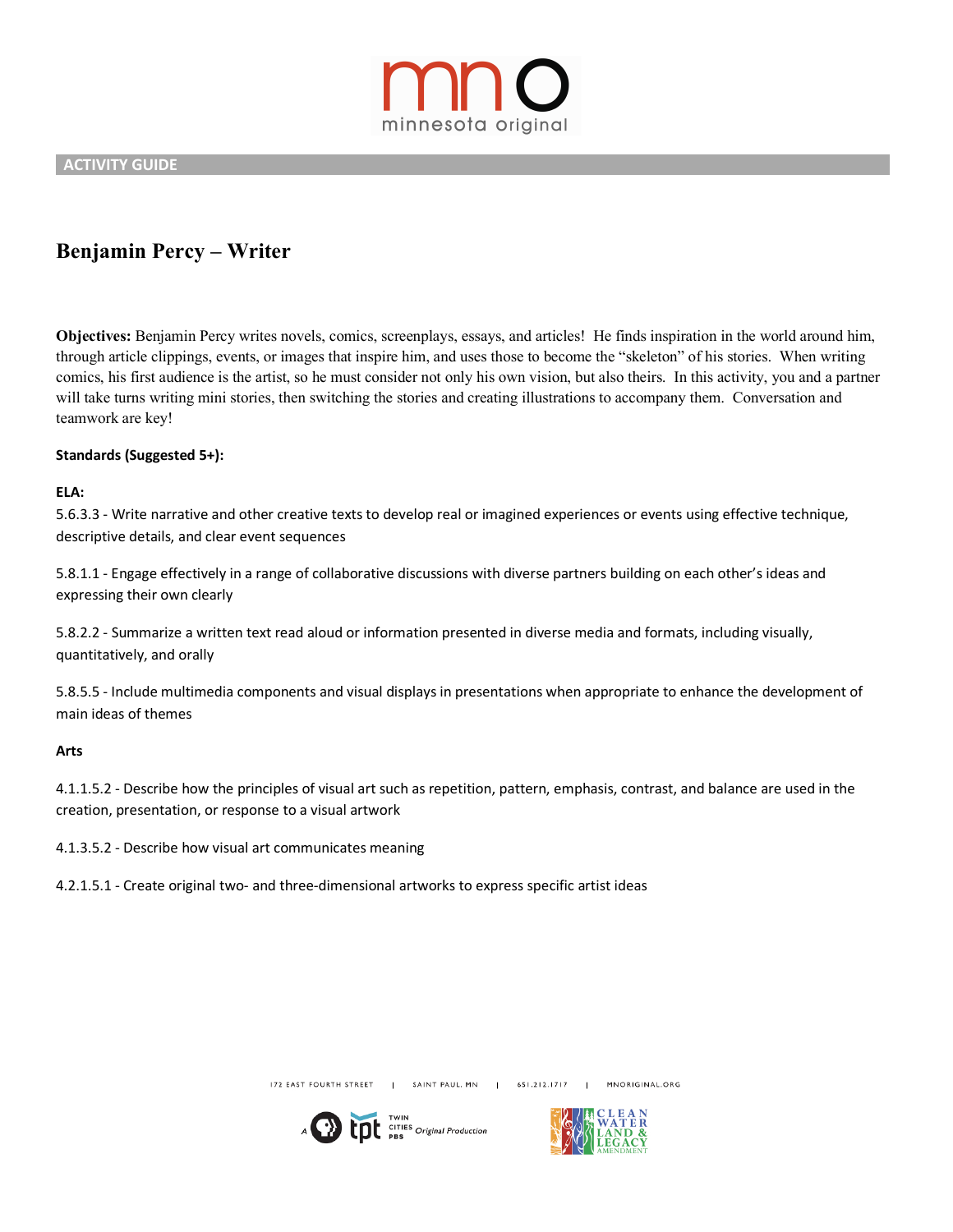ACTIVITY GUIDE

# Benjamin Percy – Writer

**Objectives:** Benjamin Percy writes novels, comics, screenplays, essays, and articles! He finds inspiration in the world around him, through article clippings, events, or images that inspire him, and uses those to become the "skeleton" of his stories. When writing comics, his first audience is the artist, so he must consider not only his own vision, but also theirs. In this activity, you and a partner will take turns writing mini stories, then switching the stories and creating illustrations to accompany them. Conversation and teamwork are key!

**Standards (Suggested 5+):**

**ELA:**

5.6.3.3 - Write narrative and other creative texts to develop real or imagined experiences or events using effective technique, descriptive details, and clear event sequences

5.8.1.1 - Engage effectively in a range of collaborative discussions with diverse partners building on each other's ideas and expressing their own clearly

5.8.2.2 - Summarize a written text read aloud or information presented in diverse media and formats, including visually, quantitatively, and orally

5.8.5.5 - Include multimedia components and visual displays in presentations when appropriate to enhance the development of main ideas of themes

**Arts**

4.1.1.5.2 - Describe how the principles of visual art such as repetition, pattern, emphasis, contrast, and balance are used in the creation, presentation, or response to a visual artwork

4.1.3.5.2 - Describe how visual art communicates meaning

4.2.1.5.1 - Create original two- and three-dimensional artworks to express specific artist ideas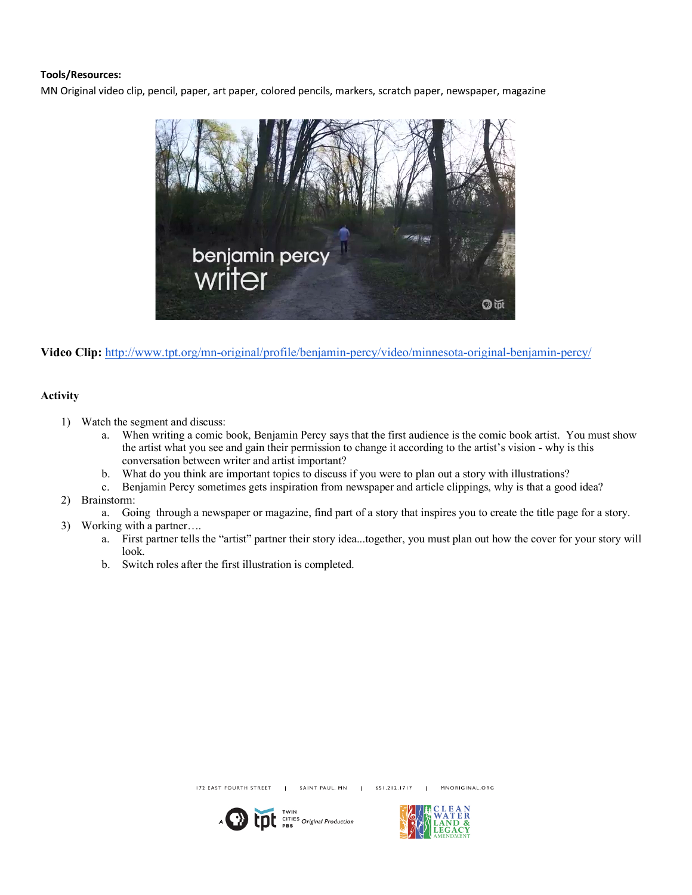**Tools/Resources:**
MN Original video clip, pencil, paper, art paper, colored pencils, markers, scratch paper, newspaper, magazine

**Video Clip:** http://www.tpt.org/mn-original/profile/benjamin-percy/video/minnesota-original-benjamin-percy/

**Activity**

1) Watch the segment and discuss:
   a. When writing a comic book, Benjamin Percy says that the first audience is the comic book artist. You must show the artist what you see and gain their permission to change it according to the artist's vision - why is this conversation between writer and artist important?
   b. What do you think are important topics to discuss if you were to plan out a story with illustrations?
   c. Benjamin Percy sometimes gets inspiration from newspaper and article clippings, why is that a good idea?
2) Brainstorm:
   a. Going through a newspaper or magazine, find part of a story that inspires you to create the title page for a story.
3) Working with a partner….
   a. First partner tells the "artist" partner their story idea...together, you must plan out how the cover for your story will look.
   b. Switch roles after the first illustration is completed.